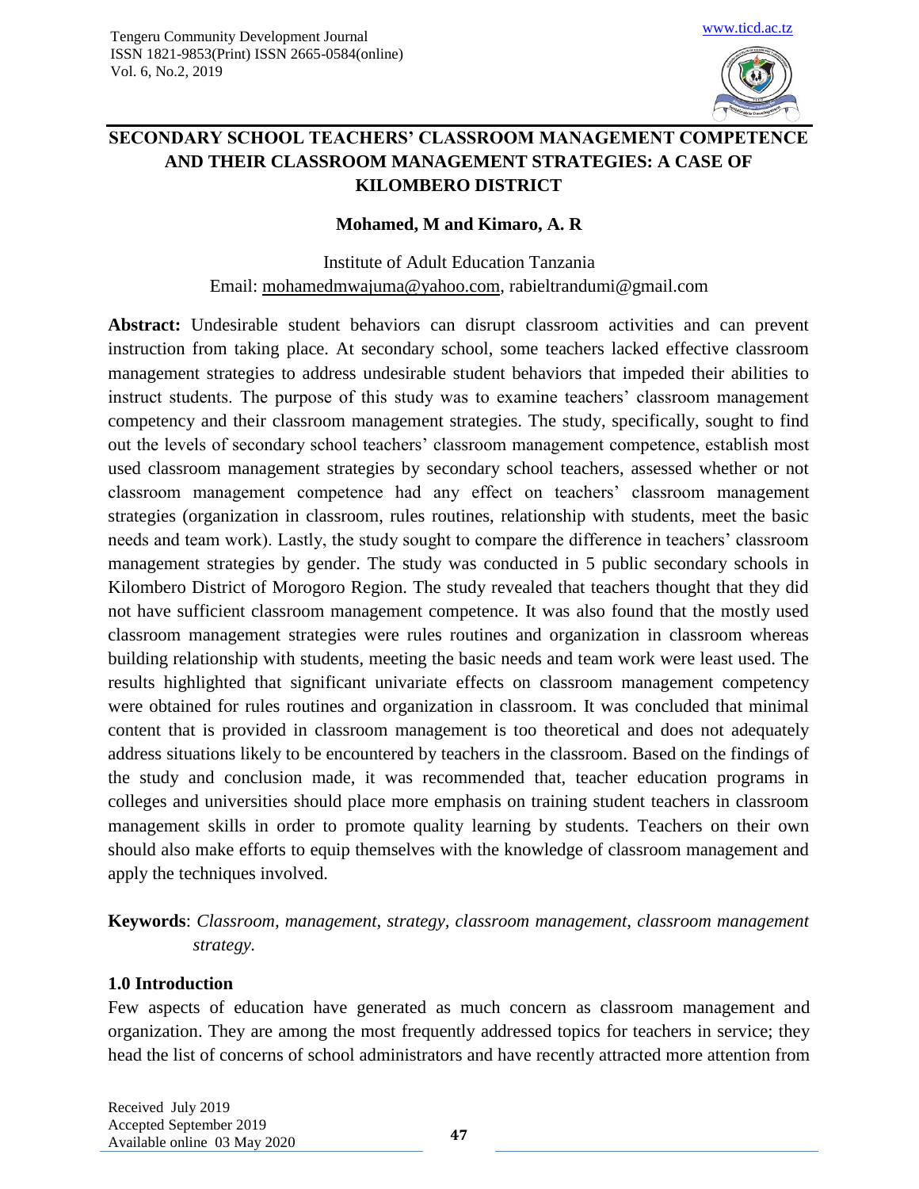# SECONDARY SCHOOL TEACHERS' CLASSROOM MANAGEMENT COMPETENCE AND THEIR CLASSROOM MANAGEMENT STRATEGIES: A CASE OF KILOMBERO DISTRICT

**Mohamed, M and Kimaro, A. R**

Institute of Adult Education Tanzania
Email: mohamedmwajuma@yahoo.com, rabieltrandumi@gmail.com

**Abstract:** Undesirable student behaviors can disrupt classroom activities and can prevent instruction from taking place. At secondary school, some teachers lacked effective classroom management strategies to address undesirable student behaviors that impeded their abilities to instruct students. The purpose of this study was to examine teachers' classroom management competency and their classroom management strategies. The study, specifically, sought to find out the levels of secondary school teachers' classroom management competence, establish most used classroom management strategies by secondary school teachers, assessed whether or not classroom management competence had any effect on teachers' classroom management strategies (organization in classroom, rules routines, relationship with students, meet the basic needs and team work). Lastly, the study sought to compare the difference in teachers' classroom management strategies by gender. The study was conducted in 5 public secondary schools in Kilombero District of Morogoro Region. The study revealed that teachers thought that they did not have sufficient classroom management competence. It was also found that the mostly used classroom management strategies were rules routines and organization in classroom whereas building relationship with students, meeting the basic needs and team work were least used. The results highlighted that significant univariate effects on classroom management competency were obtained for rules routines and organization in classroom. It was concluded that minimal content that is provided in classroom management is too theoretical and does not adequately address situations likely to be encountered by teachers in the classroom. Based on the findings of the study and conclusion made, it was recommended that, teacher education programs in colleges and universities should place more emphasis on training student teachers in classroom management skills in order to promote quality learning by students. Teachers on their own should also make efforts to equip themselves with the knowledge of classroom management and apply the techniques involved.

**Keywords**: *Classroom, management, strategy, classroom management, classroom management strategy.*

## 1.0 Introduction

Few aspects of education have generated as much concern as classroom management and organization. They are among the most frequently addressed topics for teachers in service; they head the list of concerns of school administrators and have recently attracted more attention from

Received July 2019
Accepted September 2019
Available online 03 May 2020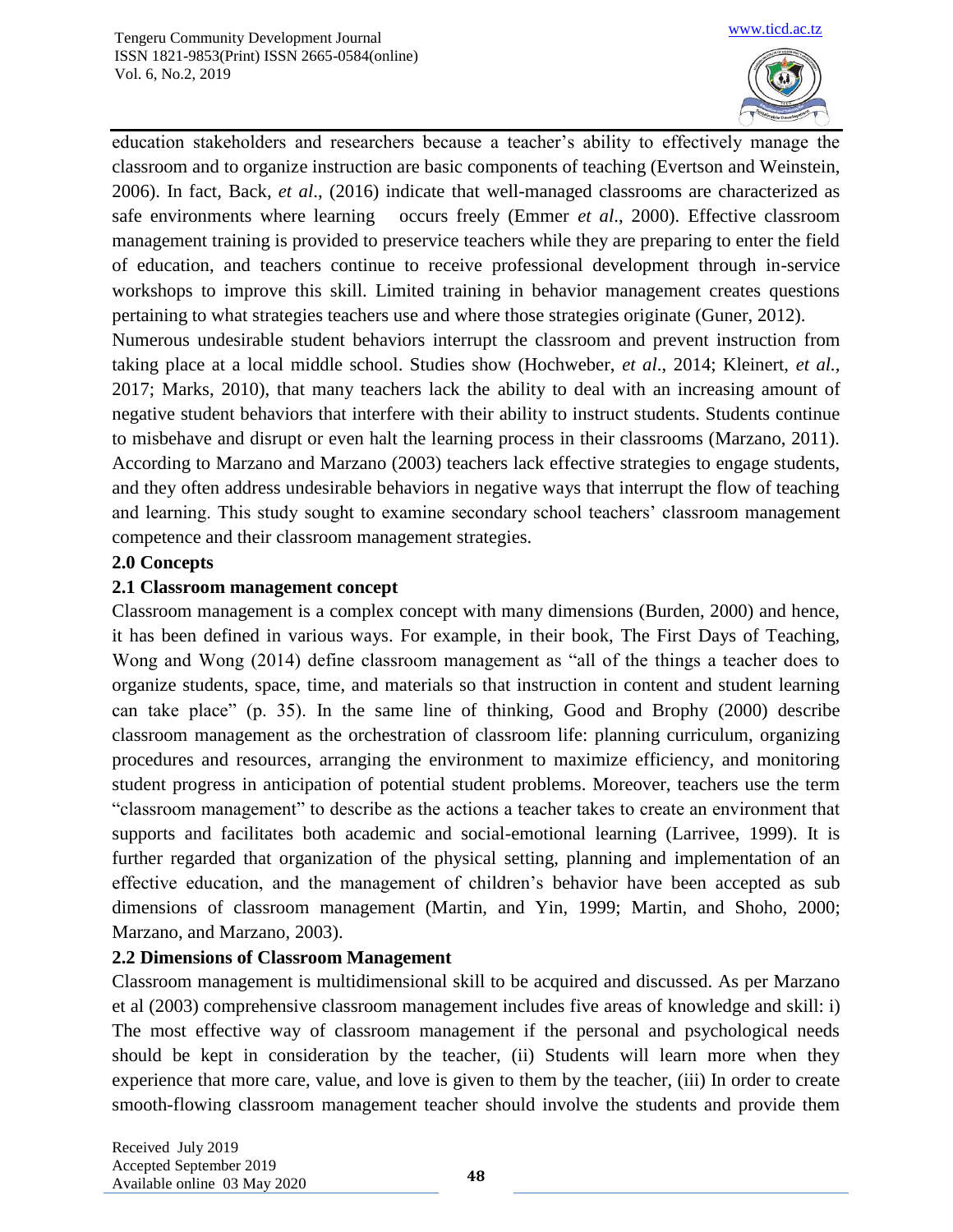education stakeholders and researchers because a teacher's ability to effectively manage the classroom and to organize instruction are basic components of teaching (Evertson and Weinstein, 2006). In fact, Back, *et al*., (2016) indicate that well-managed classrooms are characterized as safe environments where learning occurs freely (Emmer *et al*., 2000). Effective classroom management training is provided to preservice teachers while they are preparing to enter the field of education, and teachers continue to receive professional development through in-service workshops to improve this skill. Limited training in behavior management creates questions pertaining to what strategies teachers use and where those strategies originate (Guner, 2012).

Numerous undesirable student behaviors interrupt the classroom and prevent instruction from taking place at a local middle school. Studies show (Hochweber, *et al*., 2014; Kleinert, *et al.*, 2017; Marks, 2010), that many teachers lack the ability to deal with an increasing amount of negative student behaviors that interfere with their ability to instruct students. Students continue to misbehave and disrupt or even halt the learning process in their classrooms (Marzano, 2011). According to Marzano and Marzano (2003) teachers lack effective strategies to engage students, and they often address undesirable behaviors in negative ways that interrupt the flow of teaching and learning. This study sought to examine secondary school teachers' classroom management competence and their classroom management strategies.

## 2.0 Concepts

### 2.1 Classroom management concept

Classroom management is a complex concept with many dimensions (Burden, 2000) and hence, it has been defined in various ways. For example, in their book, The First Days of Teaching, Wong and Wong (2014) define classroom management as "all of the things a teacher does to organize students, space, time, and materials so that instruction in content and student learning can take place" (p. 35). In the same line of thinking, Good and Brophy (2000) describe classroom management as the orchestration of classroom life: planning curriculum, organizing procedures and resources, arranging the environment to maximize efficiency, and monitoring student progress in anticipation of potential student problems. Moreover, teachers use the term "classroom management" to describe as the actions a teacher takes to create an environment that supports and facilitates both academic and social-emotional learning (Larrivee, 1999). It is further regarded that organization of the physical setting, planning and implementation of an effective education, and the management of children's behavior have been accepted as sub dimensions of classroom management (Martin, and Yin, 1999; Martin, and Shoho, 2000; Marzano, and Marzano, 2003).

### 2.2 Dimensions of Classroom Management

Classroom management is multidimensional skill to be acquired and discussed. As per Marzano et al (2003) comprehensive classroom management includes five areas of knowledge and skill: i) The most effective way of classroom management if the personal and psychological needs should be kept in consideration by the teacher, (ii) Students will learn more when they experience that more care, value, and love is given to them by the teacher, (iii) In order to create smooth-flowing classroom management teacher should involve the students and provide them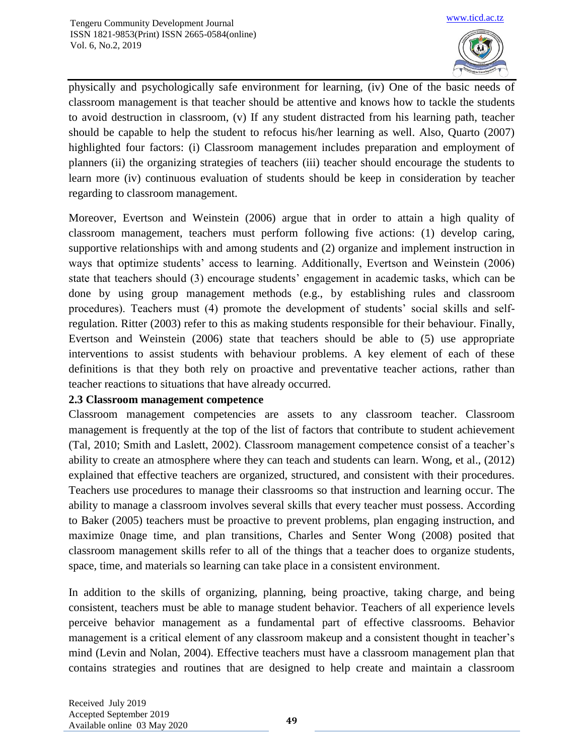physically and psychologically safe environment for learning, (iv) One of the basic needs of classroom management is that teacher should be attentive and knows how to tackle the students to avoid destruction in classroom, (v) If any student distracted from his learning path, teacher should be capable to help the student to refocus his/her learning as well. Also, Quarto (2007) highlighted four factors: (i) Classroom management includes preparation and employment of planners (ii) the organizing strategies of teachers (iii) teacher should encourage the students to learn more (iv) continuous evaluation of students should be keep in consideration by teacher regarding to classroom management.

Moreover, Evertson and Weinstein (2006) argue that in order to attain a high quality of classroom management, teachers must perform following five actions: (1) develop caring, supportive relationships with and among students and (2) organize and implement instruction in ways that optimize students' access to learning. Additionally, Evertson and Weinstein (2006) state that teachers should (3) encourage students' engagement in academic tasks, which can be done by using group management methods (e.g., by establishing rules and classroom procedures). Teachers must (4) promote the development of students' social skills and self-regulation. Ritter (2003) refer to this as making students responsible for their behaviour. Finally, Evertson and Weinstein (2006) state that teachers should be able to (5) use appropriate interventions to assist students with behaviour problems. A key element of each of these definitions is that they both rely on proactive and preventative teacher actions, rather than teacher reactions to situations that have already occurred.

### 2.3 Classroom management competence

Classroom management competencies are assets to any classroom teacher. Classroom management is frequently at the top of the list of factors that contribute to student achievement (Tal, 2010; Smith and Laslett, 2002). Classroom management competence consist of a teacher's ability to create an atmosphere where they can teach and students can learn. Wong, et al., (2012) explained that effective teachers are organized, structured, and consistent with their procedures. Teachers use procedures to manage their classrooms so that instruction and learning occur. The ability to manage a classroom involves several skills that every teacher must possess. According to Baker (2005) teachers must be proactive to prevent problems, plan engaging instruction, and maximize 0nage time, and plan transitions, Charles and Senter Wong (2008) posited that classroom management skills refer to all of the things that a teacher does to organize students, space, time, and materials so learning can take place in a consistent environment.

In addition to the skills of organizing, planning, being proactive, taking charge, and being consistent, teachers must be able to manage student behavior. Teachers of all experience levels perceive behavior management as a fundamental part of effective classrooms. Behavior management is a critical element of any classroom makeup and a consistent thought in teacher's mind (Levin and Nolan, 2004). Effective teachers must have a classroom management plan that contains strategies and routines that are designed to help create and maintain a classroom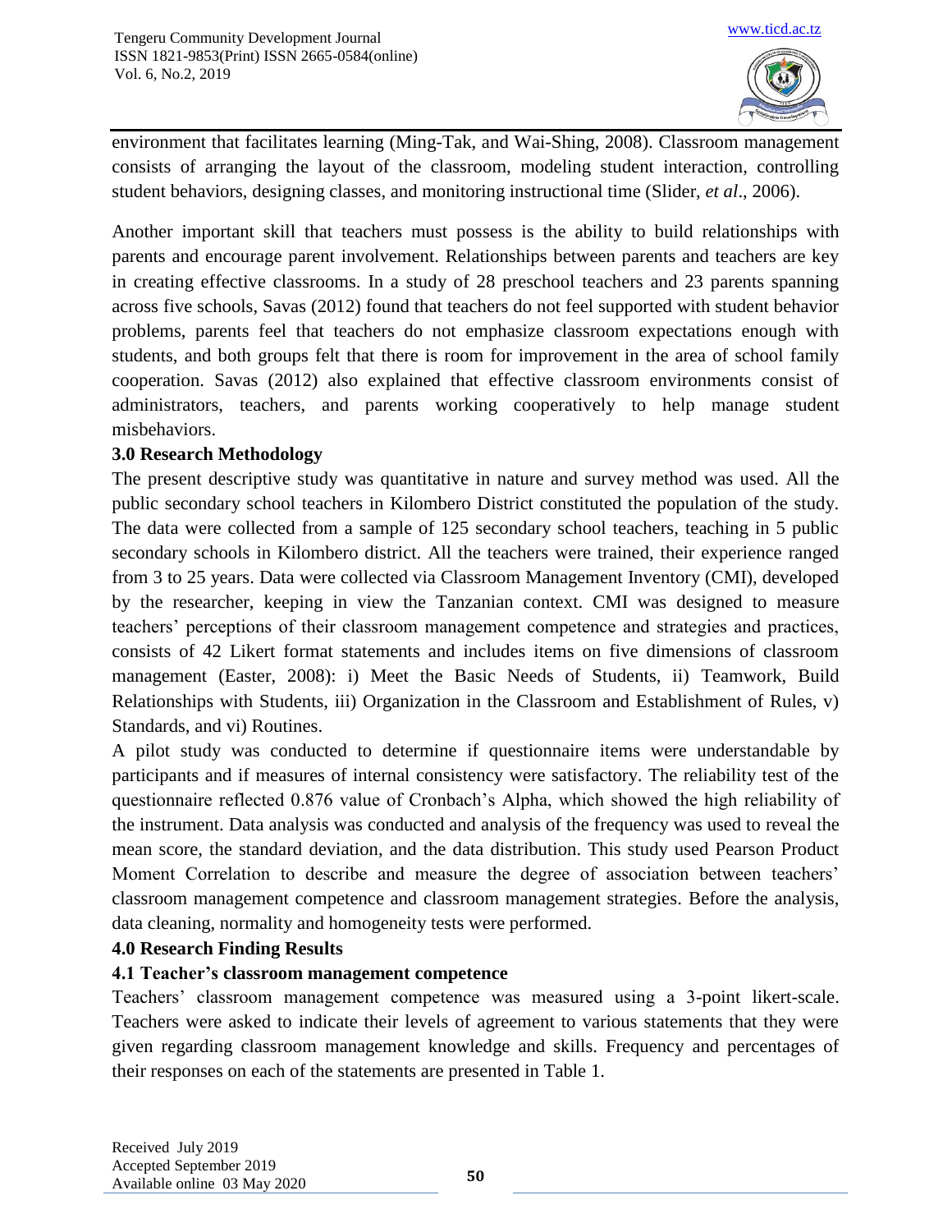environment that facilitates learning (Ming-Tak, and Wai-Shing, 2008). Classroom management consists of arranging the layout of the classroom, modeling student interaction, controlling student behaviors, designing classes, and monitoring instructional time (Slider, *et al*., 2006).

Another important skill that teachers must possess is the ability to build relationships with parents and encourage parent involvement. Relationships between parents and teachers are key in creating effective classrooms. In a study of 28 preschool teachers and 23 parents spanning across five schools, Savas (2012) found that teachers do not feel supported with student behavior problems, parents feel that teachers do not emphasize classroom expectations enough with students, and both groups felt that there is room for improvement in the area of school family cooperation. Savas (2012) also explained that effective classroom environments consist of administrators, teachers, and parents working cooperatively to help manage student misbehaviors.

## 3.0 Research Methodology

The present descriptive study was quantitative in nature and survey method was used. All the public secondary school teachers in Kilombero District constituted the population of the study. The data were collected from a sample of 125 secondary school teachers, teaching in 5 public secondary schools in Kilombero district. All the teachers were trained, their experience ranged from 3 to 25 years. Data were collected via Classroom Management Inventory (CMI), developed by the researcher, keeping in view the Tanzanian context. CMI was designed to measure teachers' perceptions of their classroom management competence and strategies and practices, consists of 42 Likert format statements and includes items on five dimensions of classroom management (Easter, 2008): i) Meet the Basic Needs of Students, ii) Teamwork, Build Relationships with Students, iii) Organization in the Classroom and Establishment of Rules, v) Standards, and vi) Routines.

A pilot study was conducted to determine if questionnaire items were understandable by participants and if measures of internal consistency were satisfactory. The reliability test of the questionnaire reflected 0.876 value of Cronbach's Alpha, which showed the high reliability of the instrument. Data analysis was conducted and analysis of the frequency was used to reveal the mean score, the standard deviation, and the data distribution. This study used Pearson Product Moment Correlation to describe and measure the degree of association between teachers' classroom management competence and classroom management strategies. Before the analysis, data cleaning, normality and homogeneity tests were performed.

## 4.0 Research Finding Results

### 4.1 Teacher's classroom management competence

Teachers' classroom management competence was measured using a 3-point likert-scale. Teachers were asked to indicate their levels of agreement to various statements that they were given regarding classroom management knowledge and skills. Frequency and percentages of their responses on each of the statements are presented in Table 1.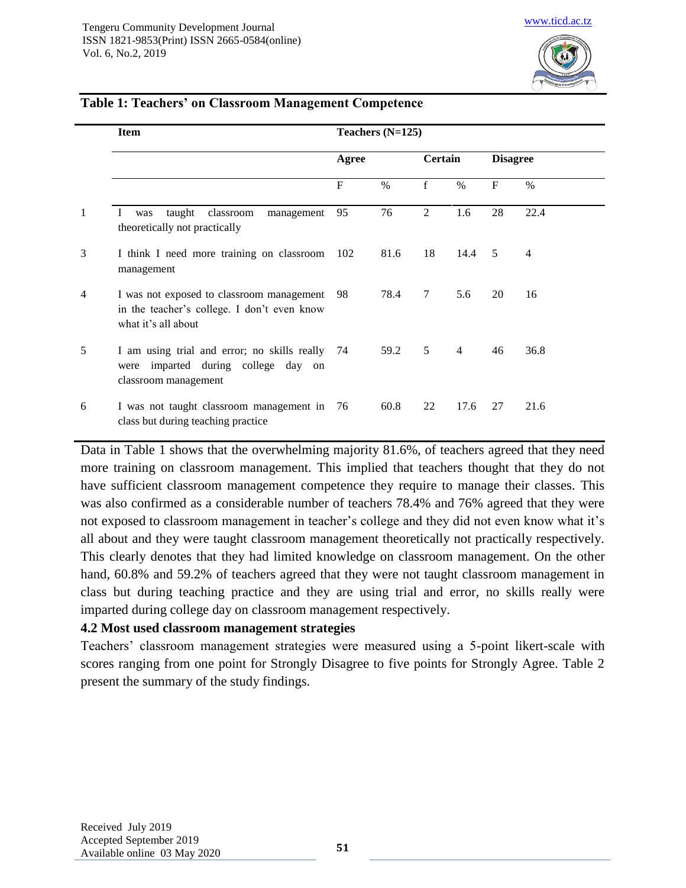**Table 1: Teachers' on Classroom Management Competence**

| | Item | Teachers (N=125) | | | | | |
|---|---|---|---|---|---|---|---|
| | | Agree | | Certain | | Disagree | |
| | | F | % | f | % | F | % |
| 1 | I was taught classroom management theoretically not practically | 95 | 76 | 2 | 1.6 | 28 | 22.4 |
| 3 | I think I need more training on classroom management | 102 | 81.6 | 18 | 14.4 | 5 | 4 |
| 4 | I was not exposed to classroom management in the teacher's college. I don't even know what it's all about | 98 | 78.4 | 7 | 5.6 | 20 | 16 |
| 5 | I am using trial and error; no skills really were imparted during college day on classroom management | 74 | 59.2 | 5 | 4 | 46 | 36.8 |
| 6 | I was not taught classroom management in class but during teaching practice | 76 | 60.8 | 22 | 17.6 | 27 | 21.6 |

Data in Table 1 shows that the overwhelming majority 81.6%, of teachers agreed that they need more training on classroom management. This implied that teachers thought that they do not have sufficient classroom management competence they require to manage their classes. This was also confirmed as a considerable number of teachers 78.4% and 76% agreed that they were not exposed to classroom management in teacher's college and they did not even know what it's all about and they were taught classroom management theoretically not practically respectively. This clearly denotes that they had limited knowledge on classroom management. On the other hand, 60.8% and 59.2% of teachers agreed that they were not taught classroom management in class but during teaching practice and they are using trial and error, no skills really were imparted during college day on classroom management respectively.

### 4.2 Most used classroom management strategies

Teachers' classroom management strategies were measured using a 5-point likert-scale with scores ranging from one point for Strongly Disagree to five points for Strongly Agree. Table 2 present the summary of the study findings.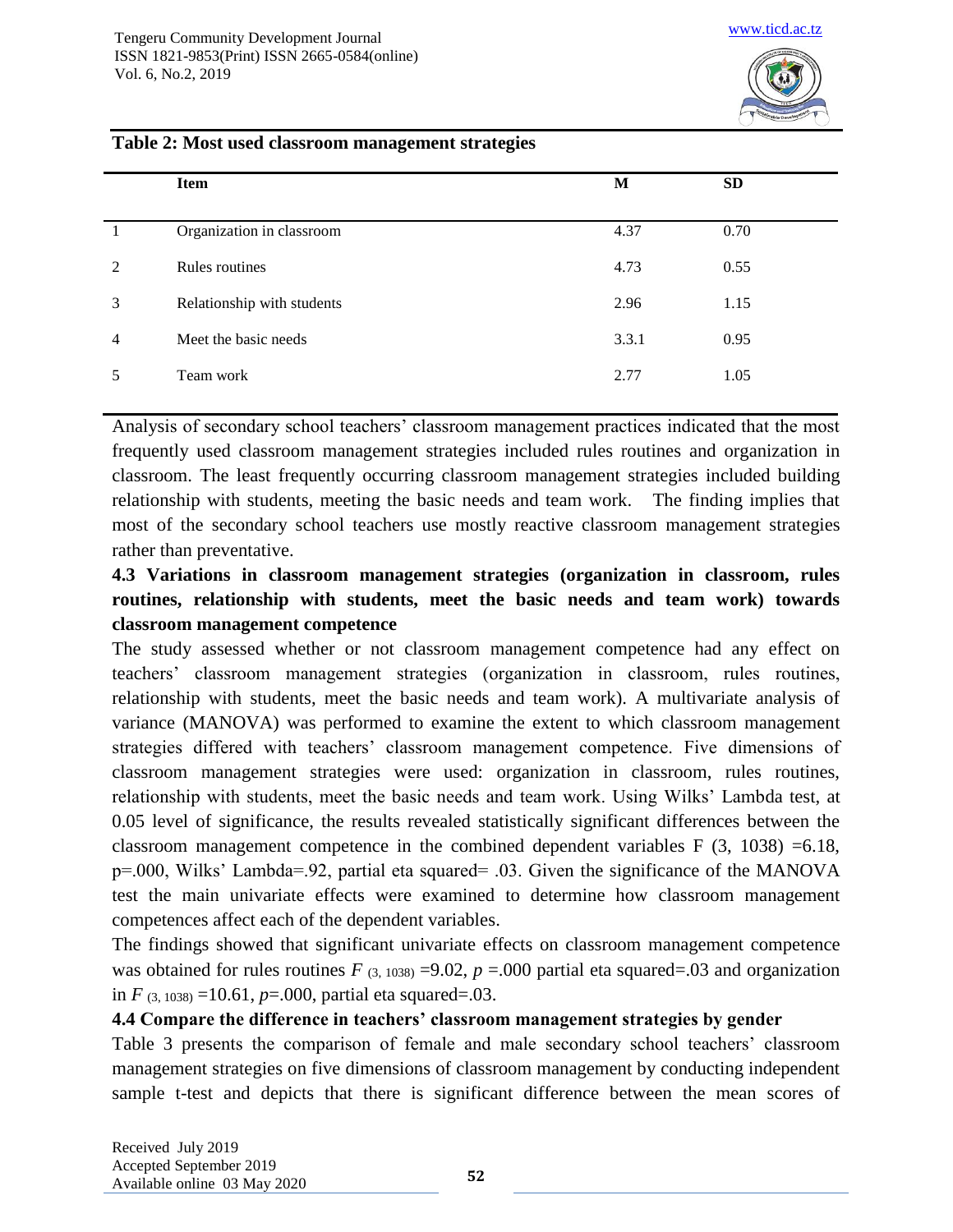**Table 2: Most used classroom management strategies**

| | Item | M | SD |
|---|---|---|---|
| 1 | Organization in classroom | 4.37 | 0.70 |
| 2 | Rules routines | 4.73 | 0.55 |
| 3 | Relationship with students | 2.96 | 1.15 |
| 4 | Meet the basic needs | 3.3.1 | 0.95 |
| 5 | Team work | 2.77 | 1.05 |

Analysis of secondary school teachers' classroom management practices indicated that the most frequently used classroom management strategies included rules routines and organization in classroom. The least frequently occurring classroom management strategies included building relationship with students, meeting the basic needs and team work. The finding implies that most of the secondary school teachers use mostly reactive classroom management strategies rather than preventative.

### 4.3 Variations in classroom management strategies (organization in classroom, rules routines, relationship with students, meet the basic needs and team work) towards classroom management competence

The study assessed whether or not classroom management competence had any effect on teachers' classroom management strategies (organization in classroom, rules routines, relationship with students, meet the basic needs and team work). A multivariate analysis of variance (MANOVA) was performed to examine the extent to which classroom management strategies differed with teachers' classroom management competence. Five dimensions of classroom management strategies were used: organization in classroom, rules routines, relationship with students, meet the basic needs and team work. Using Wilks' Lambda test, at 0.05 level of significance, the results revealed statistically significant differences between the classroom management competence in the combined dependent variables F (3, 1038) =6.18, p=.000, Wilks' Lambda=.92, partial eta squared= .03. Given the significance of the MANOVA test the main univariate effects were examined to determine how classroom management competences affect each of the dependent variables.

The findings showed that significant univariate effects on classroom management competence was obtained for rules routines $F_{(3, 1038)}$ =9.02, $p$ =.000 partial eta squared=.03 and organization in $F_{(3, 1038)}$ =10.61, $p$=.000, partial eta squared=.03.

### 4.4 Compare the difference in teachers' classroom management strategies by gender

Table 3 presents the comparison of female and male secondary school teachers' classroom management strategies on five dimensions of classroom management by conducting independent sample t-test and depicts that there is significant difference between the mean scores of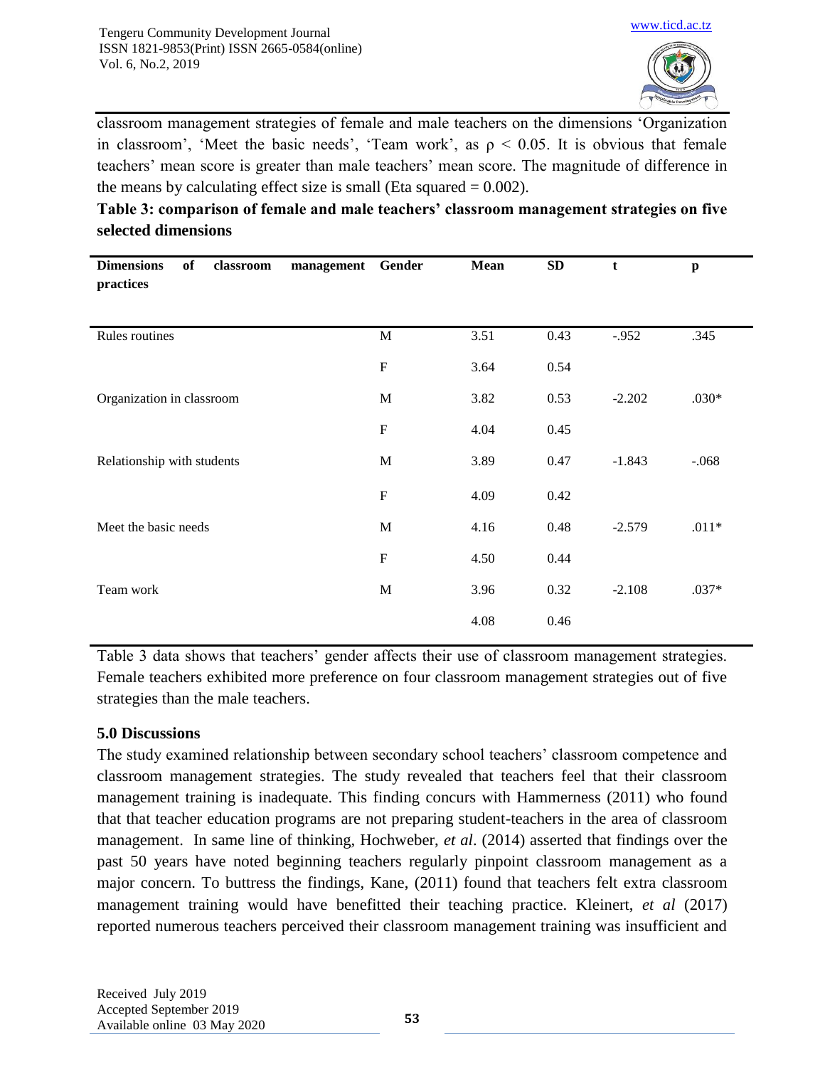classroom management strategies of female and male teachers on the dimensions 'Organization in classroom', 'Meet the basic needs', 'Team work', as $\rho < 0.05$. It is obvious that female teachers' mean score is greater than male teachers' mean score. The magnitude of difference in the means by calculating effect size is small (Eta squared = 0.002).

**Table 3: comparison of female and male teachers' classroom management strategies on five selected dimensions**

| Dimensions of classroom management practices | Gender | Mean | SD | t | p |
|---|---|---|---|---|---|
| Rules routines | M | 3.51 | 0.43 | -.952 | .345 |
| | F | 3.64 | 0.54 | | |
| Organization in classroom | M | 3.82 | 0.53 | -2.202 | .030* |
| | F | 4.04 | 0.45 | | |
| Relationship with students | M | 3.89 | 0.47 | -1.843 | -.068 |
| | F | 4.09 | 0.42 | | |
| Meet the basic needs | M | 4.16 | 0.48 | -2.579 | .011* |
| | F | 4.50 | 0.44 | | |
| Team work | M | 3.96 | 0.32 | -2.108 | .037* |
| | | 4.08 | 0.46 | | |

Table 3 data shows that teachers' gender affects their use of classroom management strategies. Female teachers exhibited more preference on four classroom management strategies out of five strategies than the male teachers.

## 5.0 Discussions

The study examined relationship between secondary school teachers' classroom competence and classroom management strategies. The study revealed that teachers feel that their classroom management training is inadequate. This finding concurs with Hammerness (2011) who found that that teacher education programs are not preparing student-teachers in the area of classroom management. In same line of thinking, Hochweber, *et al*. (2014) asserted that findings over the past 50 years have noted beginning teachers regularly pinpoint classroom management as a major concern. To buttress the findings, Kane, (2011) found that teachers felt extra classroom management training would have benefitted their teaching practice. Kleinert, *et al* (2017) reported numerous teachers perceived their classroom management training was insufficient and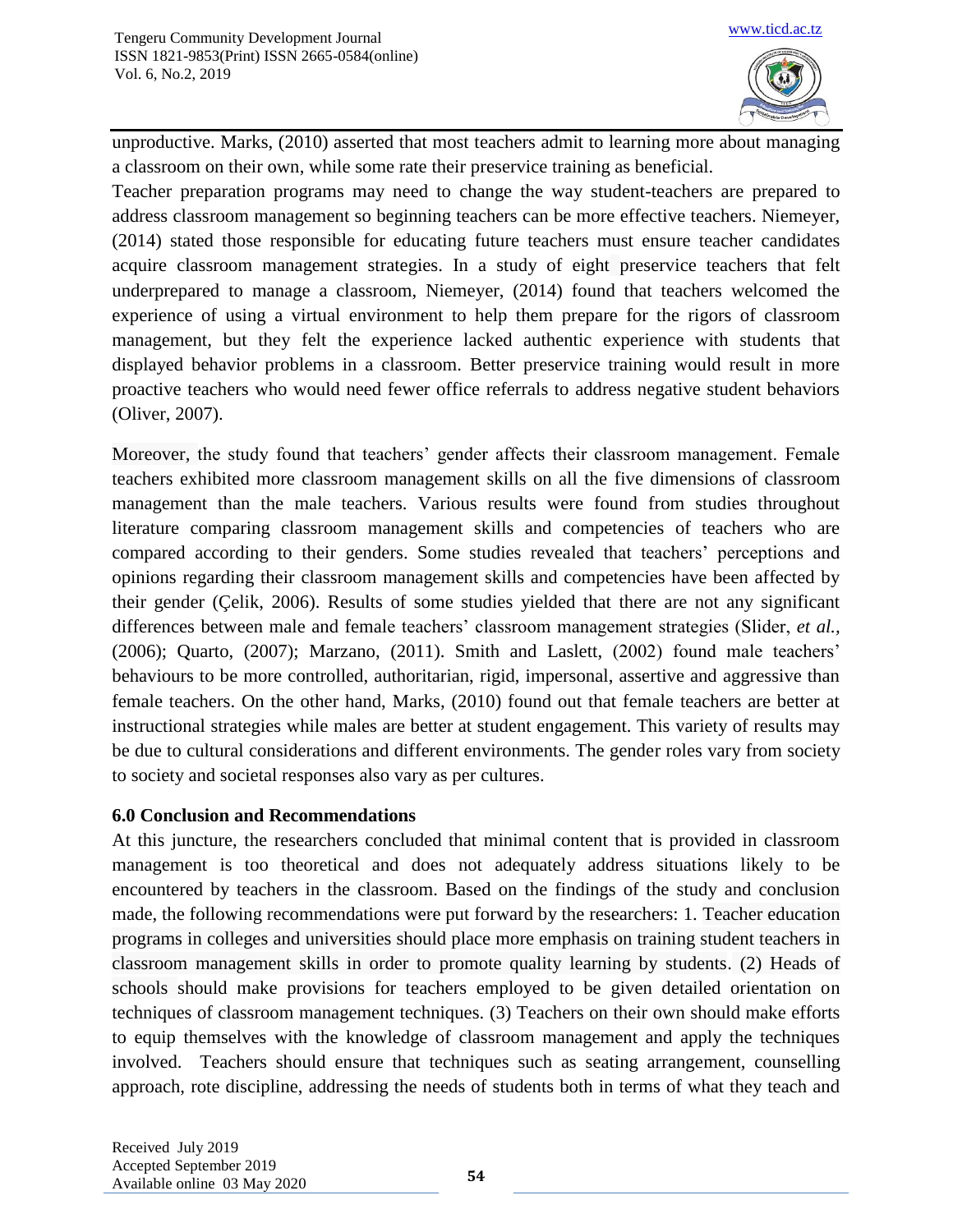unproductive. Marks, (2010) asserted that most teachers admit to learning more about managing a classroom on their own, while some rate their preservice training as beneficial.

Teacher preparation programs may need to change the way student-teachers are prepared to address classroom management so beginning teachers can be more effective teachers. Niemeyer, (2014) stated those responsible for educating future teachers must ensure teacher candidates acquire classroom management strategies. In a study of eight preservice teachers that felt underprepared to manage a classroom, Niemeyer, (2014) found that teachers welcomed the experience of using a virtual environment to help them prepare for the rigors of classroom management, but they felt the experience lacked authentic experience with students that displayed behavior problems in a classroom. Better preservice training would result in more proactive teachers who would need fewer office referrals to address negative student behaviors (Oliver, 2007).

Moreover, the study found that teachers' gender affects their classroom management. Female teachers exhibited more classroom management skills on all the five dimensions of classroom management than the male teachers. Various results were found from studies throughout literature comparing classroom management skills and competencies of teachers who are compared according to their genders. Some studies revealed that teachers' perceptions and opinions regarding their classroom management skills and competencies have been affected by their gender (Çelik, 2006). Results of some studies yielded that there are not any significant differences between male and female teachers' classroom management strategies (Slider, *et al.,* (2006); Quarto, (2007); Marzano, (2011). Smith and Laslett, (2002) found male teachers' behaviours to be more controlled, authoritarian, rigid, impersonal, assertive and aggressive than female teachers. On the other hand, Marks, (2010) found out that female teachers are better at instructional strategies while males are better at student engagement. This variety of results may be due to cultural considerations and different environments. The gender roles vary from society to society and societal responses also vary as per cultures.

### 6.0 Conclusion and Recommendations

At this juncture, the researchers concluded that minimal content that is provided in classroom management is too theoretical and does not adequately address situations likely to be encountered by teachers in the classroom. Based on the findings of the study and conclusion made, the following recommendations were put forward by the researchers: 1. Teacher education programs in colleges and universities should place more emphasis on training student teachers in classroom management skills in order to promote quality learning by students. (2) Heads of schools should make provisions for teachers employed to be given detailed orientation on techniques of classroom management techniques. (3) Teachers on their own should make efforts to equip themselves with the knowledge of classroom management and apply the techniques involved. Teachers should ensure that techniques such as seating arrangement, counselling approach, rote discipline, addressing the needs of students both in terms of what they teach and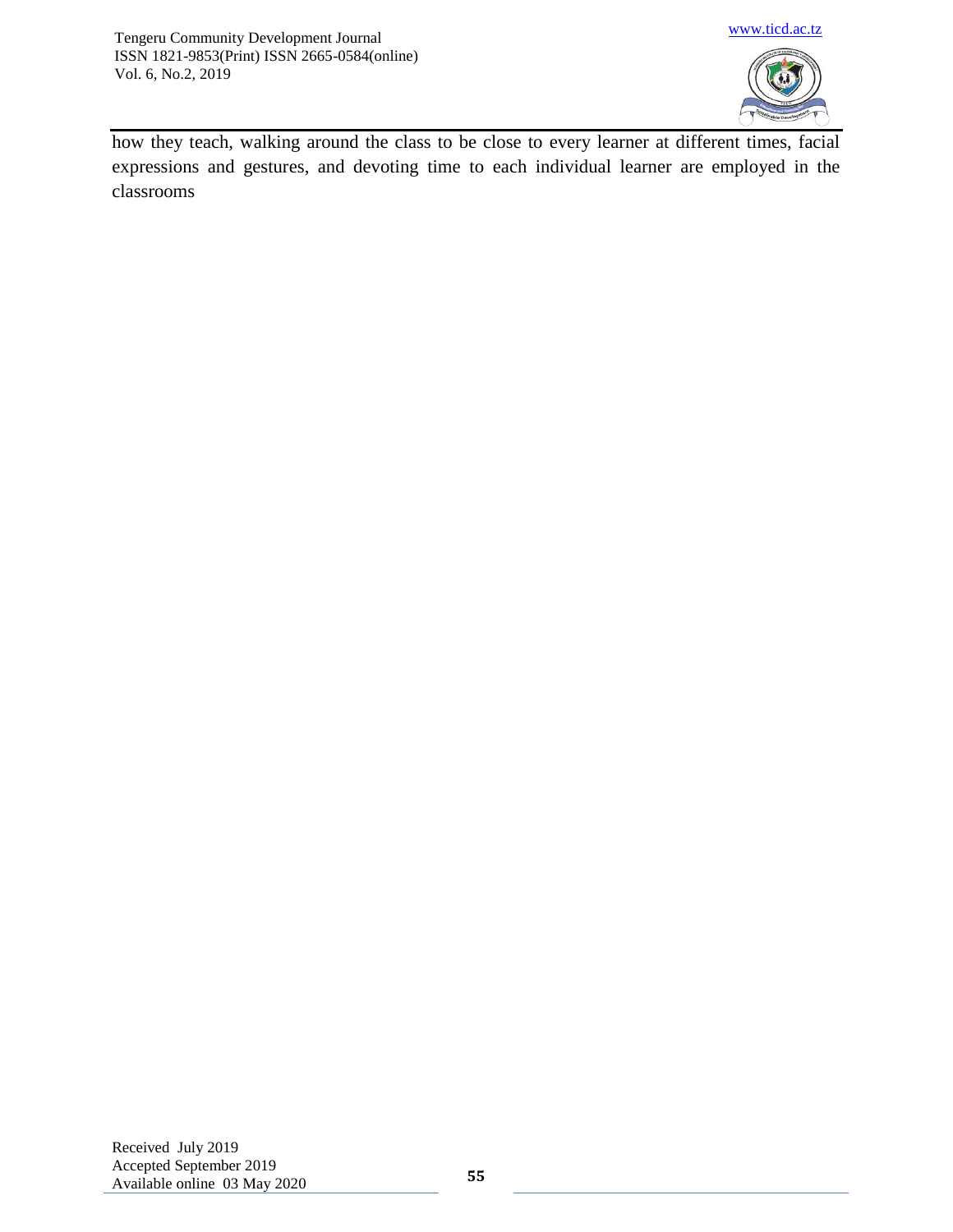how they teach, walking around the class to be close to every learner at different times, facial expressions and gestures, and devoting time to each individual learner are employed in the classrooms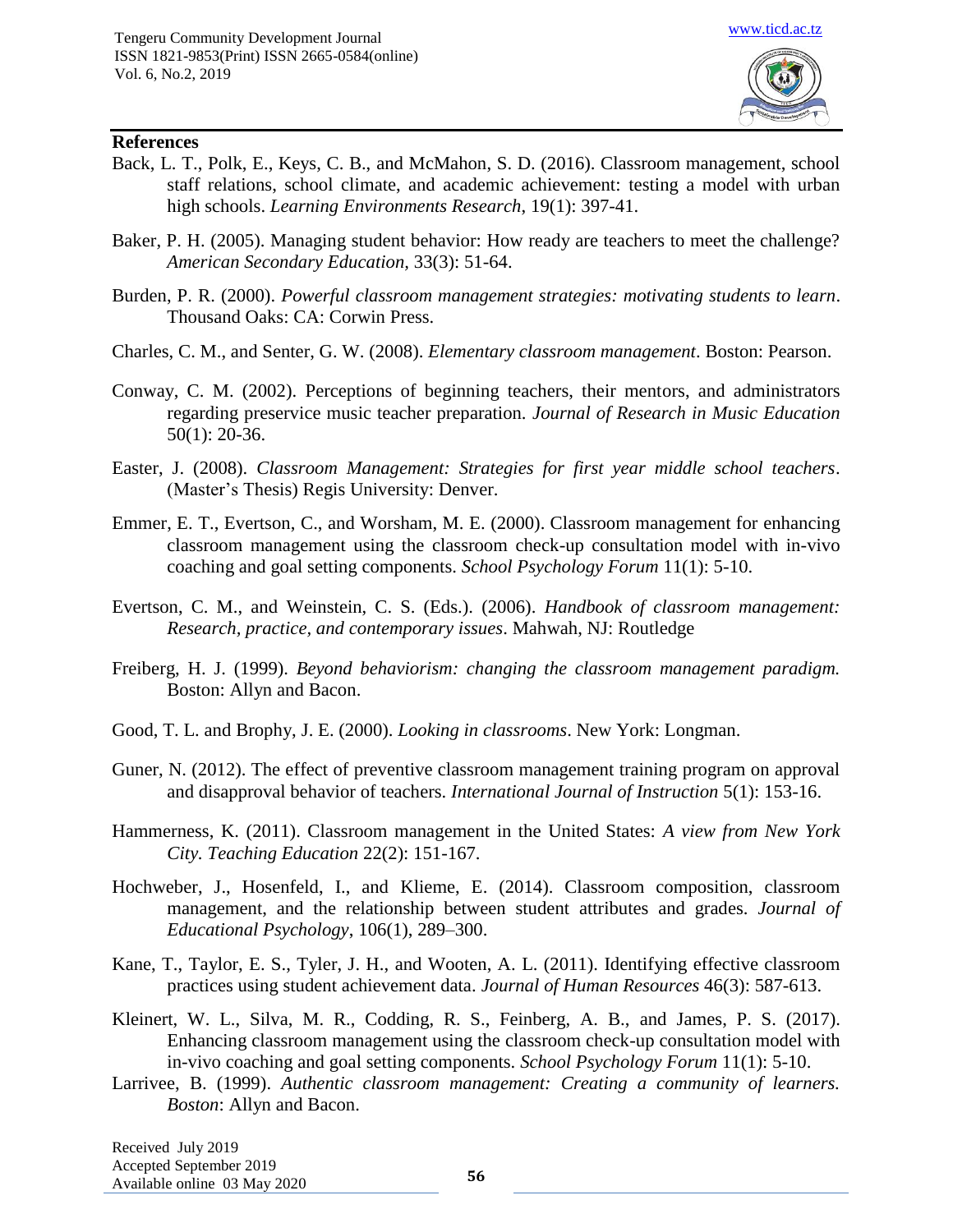## References

Back, L. T., Polk, E., Keys, C. B., and McMahon, S. D. (2016). Classroom management, school staff relations, school climate, and academic achievement: testing a model with urban high schools. *Learning Environments Research*, 19(1): 397-41.

Baker, P. H. (2005). Managing student behavior: How ready are teachers to meet the challenge? *American Secondary Education,* 33(3): 51-64.

Burden, P. R. (2000). *Powerful classroom management strategies: motivating students to learn*. Thousand Oaks: CA: Corwin Press.

Charles, C. M., and Senter, G. W. (2008). *Elementary classroom management*. Boston: Pearson.

Conway, C. M. (2002). Perceptions of beginning teachers, their mentors, and administrators regarding preservice music teacher preparation. *Journal of Research in Music Education* 50(1): 20-36.

Easter, J. (2008). *Classroom Management: Strategies for first year middle school teachers*. (Master's Thesis) Regis University: Denver.

Emmer, E. T., Evertson, C., and Worsham, M. E. (2000). Classroom management for enhancing classroom management using the classroom check-up consultation model with in-vivo coaching and goal setting components. *School Psychology Forum* 11(1): 5-10.

Evertson, C. M., and Weinstein, C. S. (Eds.). (2006). *Handbook of classroom management: Research, practice, and contemporary issues*. Mahwah, NJ: Routledge

Freiberg, H. J. (1999). *Beyond behaviorism: changing the classroom management paradigm.* Boston: Allyn and Bacon.

Good, T. L. and Brophy, J. E. (2000). *Looking in classrooms*. New York: Longman.

Guner, N. (2012). The effect of preventive classroom management training program on approval and disapproval behavior of teachers. *International Journal of Instruction* 5(1): 153-16.

Hammerness, K. (2011). Classroom management in the United States: *A view from New York City. Teaching Education* 22(2): 151-167.

Hochweber, J., Hosenfeld, I., and Klieme, E. (2014). Classroom composition, classroom management, and the relationship between student attributes and grades. *Journal of Educational Psychology*, 106(1), 289–300.

Kane, T., Taylor, E. S., Tyler, J. H., and Wooten, A. L. (2011). Identifying effective classroom practices using student achievement data. *Journal of Human Resources* 46(3): 587-613.

Kleinert, W. L., Silva, M. R., Codding, R. S., Feinberg, A. B., and James, P. S. (2017). Enhancing classroom management using the classroom check-up consultation model with in-vivo coaching and goal setting components. *School Psychology Forum* 11(1): 5-10.

Larrivee, B. (1999). *Authentic classroom management: Creating a community of learners. Boston*: Allyn and Bacon.

Received July 2019
Accepted September 2019
Available online 03 May 2020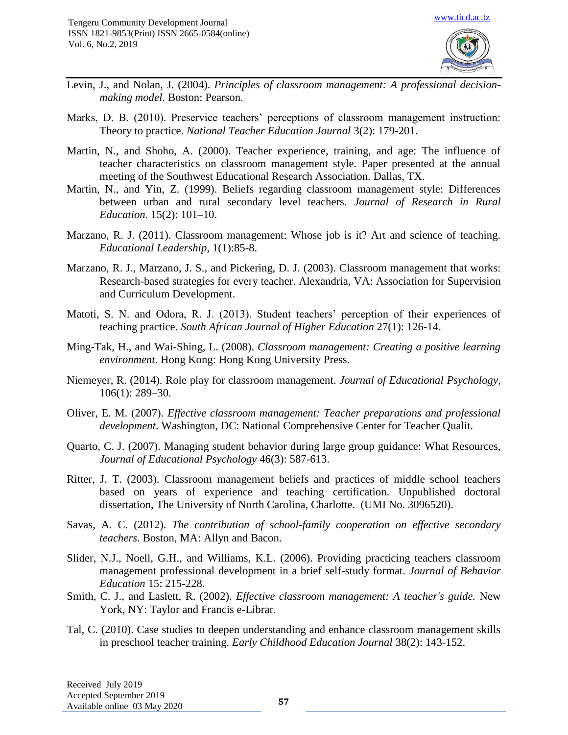Levin, J., and Nolan, J. (2004). *Principles of classroom management: A professional decision-making model*. Boston: Pearson.

Marks, D. B. (2010). Preservice teachers' perceptions of classroom management instruction: Theory to practice. *National Teacher Education Journal* 3(2): 179-201.

Martin, N., and Shoho, A. (2000). Teacher experience, training, and age: The influence of teacher characteristics on classroom management style. Paper presented at the annual meeting of the Southwest Educational Research Association. Dallas, TX.

Martin, N., and Yin, Z. (1999). Beliefs regarding classroom management style: Differences between urban and rural secondary level teachers. *Journal of Research in Rural Education.* 15(2): 101–10.

Marzano, R. J. (2011). Classroom management: Whose job is it? Art and science of teaching. *Educational Leadership*, 1(1):85-8.

Marzano, R. J., Marzano, J. S., and Pickering, D. J. (2003). Classroom management that works: Research-based strategies for every teacher. Alexandria, VA: Association for Supervision and Curriculum Development.

Matoti, S. N. and Odora, R. J. (2013). Student teachers' perception of their experiences of teaching practice. *South African Journal of Higher Education* 27(1): 126-14.

Ming-Tak, H., and Wai-Shing, L. (2008). *Classroom management: Creating a positive learning environment*. Hong Kong: Hong Kong University Press.

Niemeyer, R. (2014). Role play for classroom management. *Journal of Educational Psychology*, 106(1): 289–30.

Oliver, E. M. (2007). *Effective classroom management: Teacher preparations and professional development*. Washington, DC: National Comprehensive Center for Teacher Qualit.

Quarto, C. J. (2007). Managing student behavior during large group guidance: What Resources, *Journal of Educational Psychology* 46(3): 587-613.

Ritter, J. T. (2003). Classroom management beliefs and practices of middle school teachers based on years of experience and teaching certification. Unpublished doctoral dissertation, The University of North Carolina, Charlotte. (UMI No. 3096520).

Savas, A. C. (2012). *The contribution of school-family cooperation on effective secondary teachers*. Boston, MA: Allyn and Bacon.

Slider, N.J., Noell, G.H., and Williams, K.L. (2006). Providing practicing teachers classroom management professional development in a brief self-study format. *Journal of Behavior Education* 15: 215-228.

Smith, C. J., and Laslett, R. (2002). *Effective classroom management: A teacher's guide.* New York, NY: Taylor and Francis e-Librar.

Tal, C. (2010). Case studies to deepen understanding and enhance classroom management skills in preschool teacher training. *Early Childhood Education Journal* 38(2): 143-152.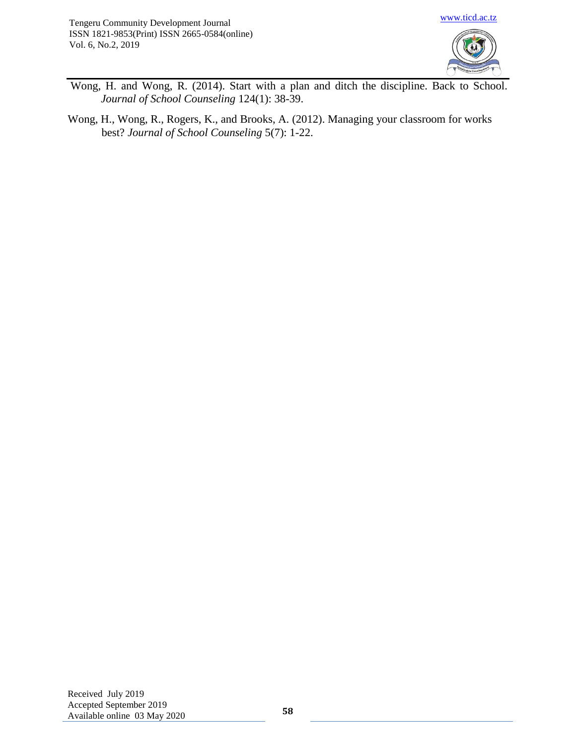Wong, H. and Wong, R. (2014). Start with a plan and ditch the discipline. Back to School. *Journal of School Counseling* 124(1): 38-39.

Wong, H., Wong, R., Rogers, K., and Brooks, A. (2012). Managing your classroom for works best? *Journal of School Counseling* 5(7): 1-22.

Received July 2019
Accepted September 2019
Available online 03 May 2020